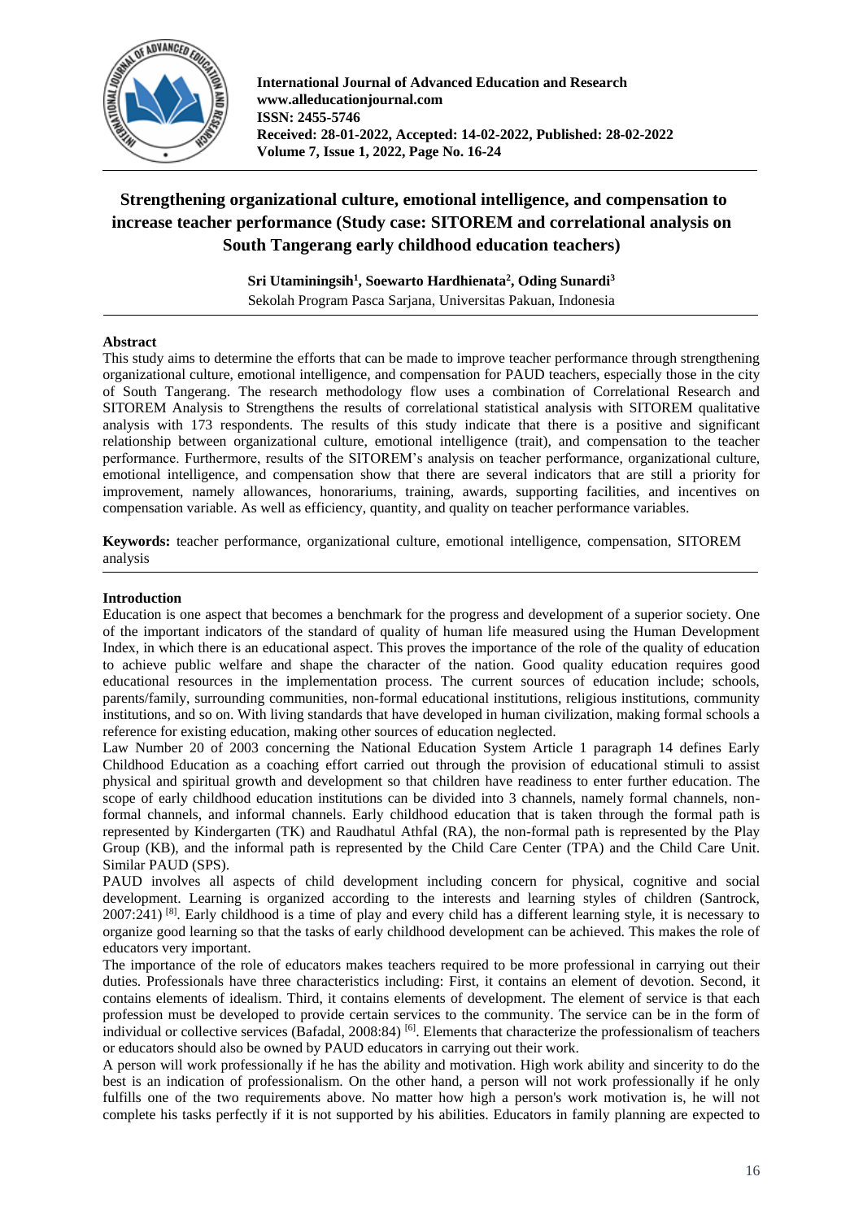**International Journal of Advanced Education and Research**
**www.alleducationjournal.com**
**ISSN: 2455-5746**
**Received: 28-01-2022, Accepted: 14-02-2022, Published: 28-02-2022**
**Volume 7, Issue 1, 2022, Page No. 16-24**

# Strengthening organizational culture, emotional intelligence, and compensation to increase teacher performance (Study case: SITOREM and correlational analysis on South Tangerang early childhood education teachers)

**Sri Utaminingsih[1], Soewarto Hardhienata[2], Oding Sunardi[3]**

Sekolah Program Pasca Sarjana, Universitas Pakuan, Indonesia

## Abstract

This study aims to determine the efforts that can be made to improve teacher performance through strengthening organizational culture, emotional intelligence, and compensation for PAUD teachers, especially those in the city of South Tangerang. The research methodology flow uses a combination of Correlational Research and SITOREM Analysis to Strengthens the results of correlational statistical analysis with SITOREM qualitative analysis with 173 respondents. The results of this study indicate that there is a positive and significant relationship between organizational culture, emotional intelligence (trait), and compensation to the teacher performance. Furthermore, results of the SITOREM's analysis on teacher performance, organizational culture, emotional intelligence, and compensation show that there are several indicators that are still a priority for improvement, namely allowances, honorariums, training, awards, supporting facilities, and incentives on compensation variable. As well as efficiency, quantity, and quality on teacher performance variables.

**Keywords:** teacher performance, organizational culture, emotional intelligence, compensation, SITOREM analysis

## Introduction

Education is one aspect that becomes a benchmark for the progress and development of a superior society. One of the important indicators of the standard of quality of human life measured using the Human Development Index, in which there is an educational aspect. This proves the importance of the role of the quality of education to achieve public welfare and shape the character of the nation. Good quality education requires good educational resources in the implementation process. The current sources of education include; schools, parents/family, surrounding communities, non-formal educational institutions, religious institutions, community institutions, and so on. With living standards that have developed in human civilization, making formal schools a reference for existing education, making other sources of education neglected.

Law Number 20 of 2003 concerning the National Education System Article 1 paragraph 14 defines Early Childhood Education as a coaching effort carried out through the provision of educational stimuli to assist physical and spiritual growth and development so that children have readiness to enter further education. The scope of early childhood education institutions can be divided into 3 channels, namely formal channels, non-formal channels, and informal channels. Early childhood education that is taken through the formal path is represented by Kindergarten (TK) and Raudhatul Athfal (RA), the non-formal path is represented by the Play Group (KB), and the informal path is represented by the Child Care Center (TPA) and the Child Care Unit. Similar PAUD (SPS).

PAUD involves all aspects of child development including concern for physical, cognitive and social development. Learning is organized according to the interests and learning styles of children (Santrock, 2007:241) [8]. Early childhood is a time of play and every child has a different learning style, it is necessary to organize good learning so that the tasks of early childhood development can be achieved. This makes the role of educators very important.

The importance of the role of educators makes teachers required to be more professional in carrying out their duties. Professionals have three characteristics including: First, it contains an element of devotion. Second, it contains elements of idealism. Third, it contains elements of development. The element of service is that each profession must be developed to provide certain services to the community. The service can be in the form of individual or collective services (Bafadal, 2008:84) [6]. Elements that characterize the professionalism of teachers or educators should also be owned by PAUD educators in carrying out their work.

A person will work professionally if he has the ability and motivation. High work ability and sincerity to do the best is an indication of professionalism. On the other hand, a person will not work professionally if he only fulfills one of the two requirements above. No matter how high a person's work motivation is, he will not complete his tasks perfectly if it is not supported by his abilities. Educators in family planning are expected to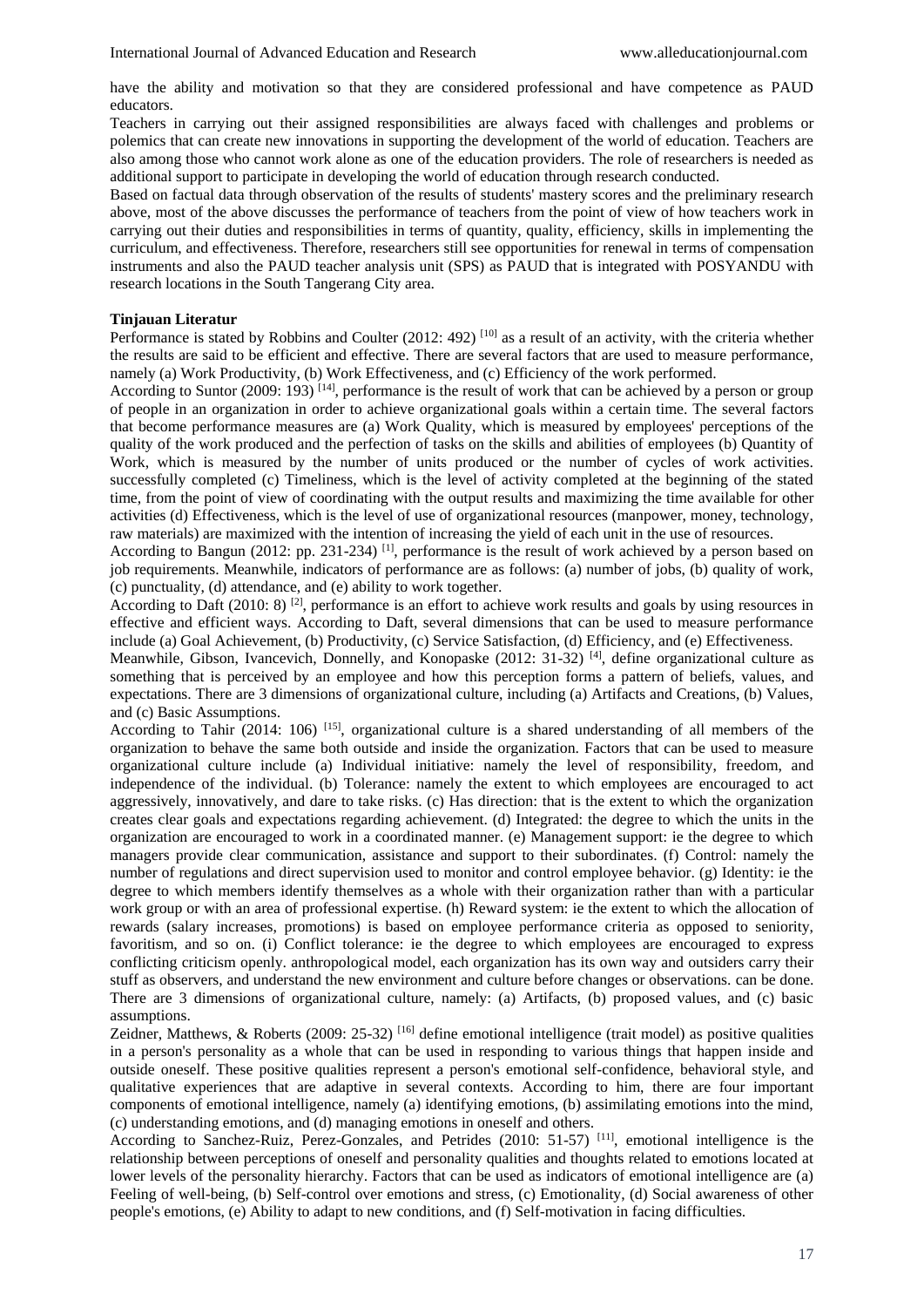have the ability and motivation so that they are considered professional and have competence as PAUD educators.

Teachers in carrying out their assigned responsibilities are always faced with challenges and problems or polemics that can create new innovations in supporting the development of the world of education. Teachers are also among those who cannot work alone as one of the education providers. The role of researchers is needed as additional support to participate in developing the world of education through research conducted.

Based on factual data through observation of the results of students' mastery scores and the preliminary research above, most of the above discusses the performance of teachers from the point of view of how teachers work in carrying out their duties and responsibilities in terms of quantity, quality, efficiency, skills in implementing the curriculum, and effectiveness. Therefore, researchers still see opportunities for renewal in terms of compensation instruments and also the PAUD teacher analysis unit (SPS) as PAUD that is integrated with POSYANDU with research locations in the South Tangerang City area.

**Tinjauan Literatur**

Performance is stated by Robbins and Coulter (2012: 492) [10] as a result of an activity, with the criteria whether the results are said to be efficient and effective. There are several factors that are used to measure performance, namely (a) Work Productivity, (b) Work Effectiveness, and (c) Efficiency of the work performed.

According to Suntor (2009: 193) [14], performance is the result of work that can be achieved by a person or group of people in an organization in order to achieve organizational goals within a certain time. The several factors that become performance measures are (a) Work Quality, which is measured by employees' perceptions of the quality of the work produced and the perfection of tasks on the skills and abilities of employees (b) Quantity of Work, which is measured by the number of units produced or the number of cycles of work activities. successfully completed (c) Timeliness, which is the level of activity completed at the beginning of the stated time, from the point of view of coordinating with the output results and maximizing the time available for other activities (d) Effectiveness, which is the level of use of organizational resources (manpower, money, technology, raw materials) are maximized with the intention of increasing the yield of each unit in the use of resources.

According to Bangun (2012: pp. 231-234) [1], performance is the result of work achieved by a person based on job requirements. Meanwhile, indicators of performance are as follows: (a) number of jobs, (b) quality of work, (c) punctuality, (d) attendance, and (e) ability to work together.

According to Daft (2010: 8) [2], performance is an effort to achieve work results and goals by using resources in effective and efficient ways. According to Daft, several dimensions that can be used to measure performance include (a) Goal Achievement, (b) Productivity, (c) Service Satisfaction, (d) Efficiency, and (e) Effectiveness.

Meanwhile, Gibson, Ivancevich, Donnelly, and Konopaske (2012: 31-32) [4], define organizational culture as something that is perceived by an employee and how this perception forms a pattern of beliefs, values, and expectations. There are 3 dimensions of organizational culture, including (a) Artifacts and Creations, (b) Values, and (c) Basic Assumptions.

According to Tahir (2014: 106) [15], organizational culture is a shared understanding of all members of the organization to behave the same both outside and inside the organization. Factors that can be used to measure organizational culture include (a) Individual initiative: namely the level of responsibility, freedom, and independence of the individual. (b) Tolerance: namely the extent to which employees are encouraged to act aggressively, innovatively, and dare to take risks. (c) Has direction: that is the extent to which the organization creates clear goals and expectations regarding achievement. (d) Integrated: the degree to which the units in the organization are encouraged to work in a coordinated manner. (e) Management support: ie the degree to which managers provide clear communication, assistance and support to their subordinates. (f) Control: namely the number of regulations and direct supervision used to monitor and control employee behavior. (g) Identity: ie the degree to which members identify themselves as a whole with their organization rather than with a particular work group or with an area of professional expertise. (h) Reward system: ie the extent to which the allocation of rewards (salary increases, promotions) is based on employee performance criteria as opposed to seniority, favoritism, and so on. (i) Conflict tolerance: ie the degree to which employees are encouraged to express conflicting criticism openly. anthropological model, each organization has its own way and outsiders carry their stuff as observers, and understand the new environment and culture before changes or observations. can be done. There are 3 dimensions of organizational culture, namely: (a) Artifacts, (b) proposed values, and (c) basic assumptions.

Zeidner, Matthews, & Roberts (2009: 25-32) [16] define emotional intelligence (trait model) as positive qualities in a person's personality as a whole that can be used in responding to various things that happen inside and outside oneself. These positive qualities represent a person's emotional self-confidence, behavioral style, and qualitative experiences that are adaptive in several contexts. According to him, there are four important components of emotional intelligence, namely (a) identifying emotions, (b) assimilating emotions into the mind, (c) understanding emotions, and (d) managing emotions in oneself and others.

According to Sanchez-Ruiz, Perez-Gonzales, and Petrides (2010: 51-57) [11], emotional intelligence is the relationship between perceptions of oneself and personality qualities and thoughts related to emotions located at lower levels of the personality hierarchy. Factors that can be used as indicators of emotional intelligence are (a) Feeling of well-being, (b) Self-control over emotions and stress, (c) Emotionality, (d) Social awareness of other people's emotions, (e) Ability to adapt to new conditions, and (f) Self-motivation in facing difficulties.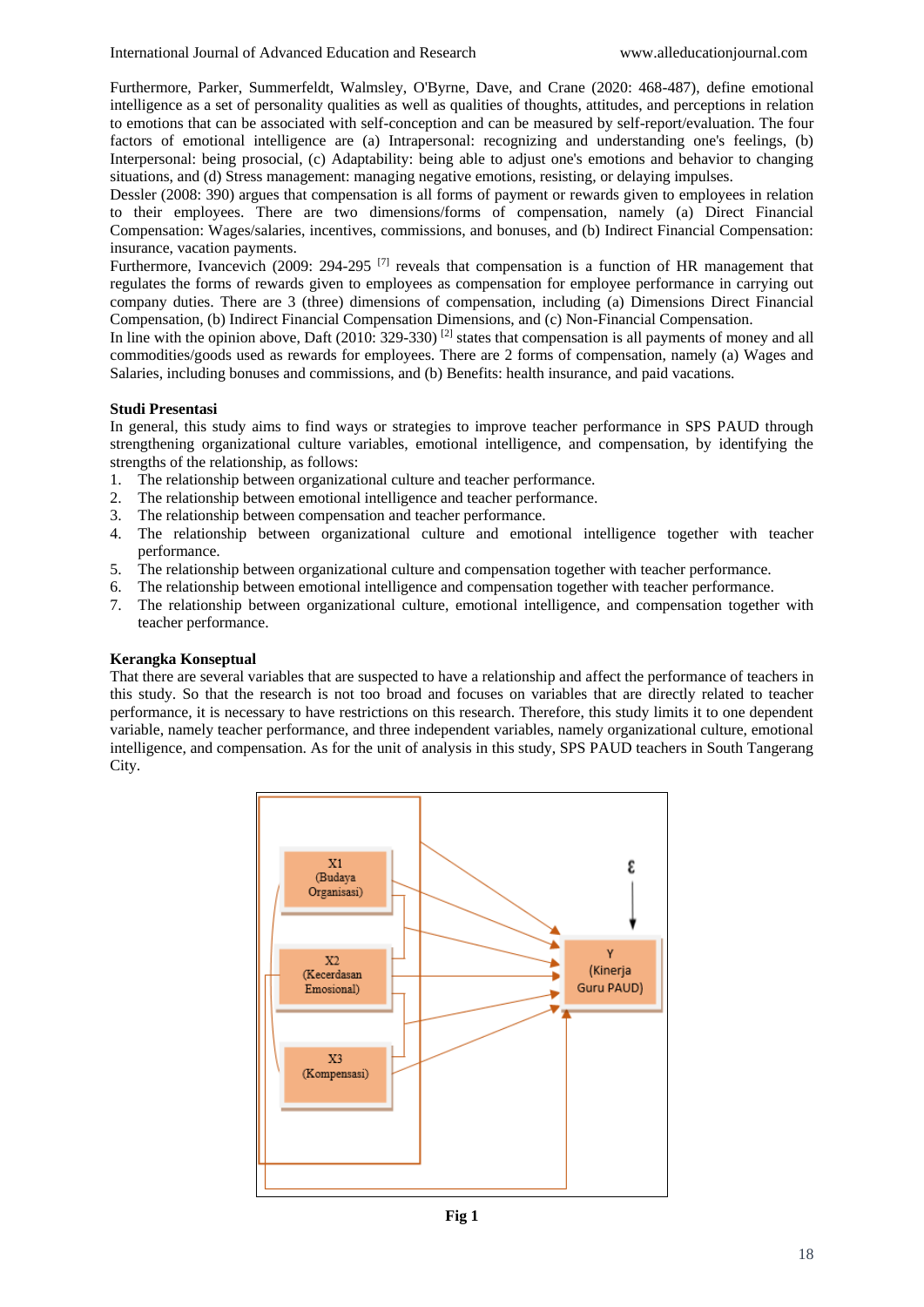Furthermore, Parker, Summerfeldt, Walmsley, O'Byrne, Dave, and Crane (2020: 468-487), define emotional intelligence as a set of personality qualities as well as qualities of thoughts, attitudes, and perceptions in relation to emotions that can be associated with self-conception and can be measured by self-report/evaluation. The four factors of emotional intelligence are (a) Intrapersonal: recognizing and understanding one's feelings, (b) Interpersonal: being prosocial, (c) Adaptability: being able to adjust one's emotions and behavior to changing situations, and (d) Stress management: managing negative emotions, resisting, or delaying impulses.

Dessler (2008: 390) argues that compensation is all forms of payment or rewards given to employees in relation to their employees. There are two dimensions/forms of compensation, namely (a) Direct Financial Compensation: Wages/salaries, incentives, commissions, and bonuses, and (b) Indirect Financial Compensation: insurance, vacation payments.

Furthermore, Ivancevich (2009: 294-295 [7] reveals that compensation is a function of HR management that regulates the forms of rewards given to employees as compensation for employee performance in carrying out company duties. There are 3 (three) dimensions of compensation, including (a) Dimensions Direct Financial Compensation, (b) Indirect Financial Compensation Dimensions, and (c) Non-Financial Compensation.

In line with the opinion above, Daft (2010: 329-330) [2] states that compensation is all payments of money and all commodities/goods used as rewards for employees. There are 2 forms of compensation, namely (a) Wages and Salaries, including bonuses and commissions, and (b) Benefits: health insurance, and paid vacations.

**Studi Presentasi**

In general, this study aims to find ways or strategies to improve teacher performance in SPS PAUD through strengthening organizational culture variables, emotional intelligence, and compensation, by identifying the strengths of the relationship, as follows:

1. The relationship between organizational culture and teacher performance.
2. The relationship between emotional intelligence and teacher performance.
3. The relationship between compensation and teacher performance.
4. The relationship between organizational culture and emotional intelligence together with teacher performance.
5. The relationship between organizational culture and compensation together with teacher performance.
6. The relationship between emotional intelligence and compensation together with teacher performance.
7. The relationship between organizational culture, emotional intelligence, and compensation together with teacher performance.

**Kerangka Konseptual**

That there are several variables that are suspected to have a relationship and affect the performance of teachers in this study. So that the research is not too broad and focuses on variables that are directly related to teacher performance, it is necessary to have restrictions on this research. Therefore, this study limits it to one dependent variable, namely teacher performance, and three independent variables, namely organizational culture, emotional intelligence, and compensation. As for the unit of analysis in this study, SPS PAUD teachers in South Tangerang City.

**Fig 1**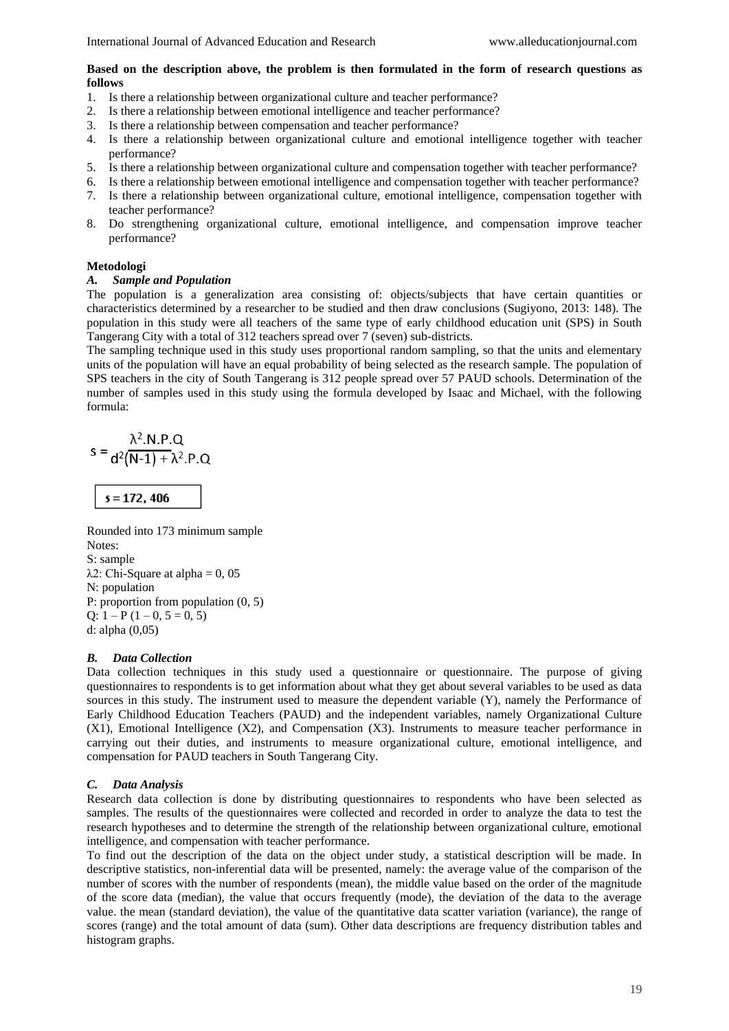**Based on the description above, the problem is then formulated in the form of research questions as follows**

1. Is there a relationship between organizational culture and teacher performance?
2. Is there a relationship between emotional intelligence and teacher performance?
3. Is there a relationship between compensation and teacher performance?
4. Is there a relationship between organizational culture and emotional intelligence together with teacher performance?
5. Is there a relationship between organizational culture and compensation together with teacher performance?
6. Is there a relationship between emotional intelligence and compensation together with teacher performance?
7. Is there a relationship between organizational culture, emotional intelligence, compensation together with teacher performance?
8. Do strengthening organizational culture, emotional intelligence, and compensation improve teacher performance?

## Metodologi

### *A. Sample and Population*

The population is a generalization area consisting of: objects/subjects that have certain quantities or characteristics determined by a researcher to be studied and then draw conclusions (Sugiyono, 2013: 148). The population in this study were all teachers of the same type of early childhood education unit (SPS) in South Tangerang City with a total of 312 teachers spread over 7 (seven) sub-districts.

The sampling technique used in this study uses proportional random sampling, so that the units and elementary units of the population will have an equal probability of being selected as the research sample. The population of SPS teachers in the city of South Tangerang is 312 people spread over 57 PAUD schools. Determination of the number of samples used in this study using the formula developed by Isaac and Michael, with the following formula:

$$s = \frac{\lambda^2.N.P.Q}{d^2(N-1) + \lambda^2.P.Q}$$

$$s = 172,406$$

Rounded into 173 minimum sample

Notes:
S: sample
$\lambda 2$: Chi-Square at alpha = 0, 05
N: population
P: proportion from population (0, 5)
Q: 1 – P (1 – 0, 5 = 0, 5)
d: alpha (0,05)

### *B. Data Collection*

Data collection techniques in this study used a questionnaire or questionnaire. The purpose of giving questionnaires to respondents is to get information about what they get about several variables to be used as data sources in this study. The instrument used to measure the dependent variable (Y), namely the Performance of Early Childhood Education Teachers (PAUD) and the independent variables, namely Organizational Culture (X1), Emotional Intelligence (X2), and Compensation (X3). Instruments to measure teacher performance in carrying out their duties, and instruments to measure organizational culture, emotional intelligence, and compensation for PAUD teachers in South Tangerang City.

### *C. Data Analysis*

Research data collection is done by distributing questionnaires to respondents who have been selected as samples. The results of the questionnaires were collected and recorded in order to analyze the data to test the research hypotheses and to determine the strength of the relationship between organizational culture, emotional intelligence, and compensation with teacher performance.

To find out the description of the data on the object under study, a statistical description will be made. In descriptive statistics, non-inferential data will be presented, namely: the average value of the comparison of the number of scores with the number of respondents (mean), the middle value based on the order of the magnitude of the score data (median), the value that occurs frequently (mode), the deviation of the data to the average value. the mean (standard deviation), the value of the quantitative data scatter variation (variance), the range of scores (range) and the total amount of data (sum). Other data descriptions are frequency distribution tables and histogram graphs.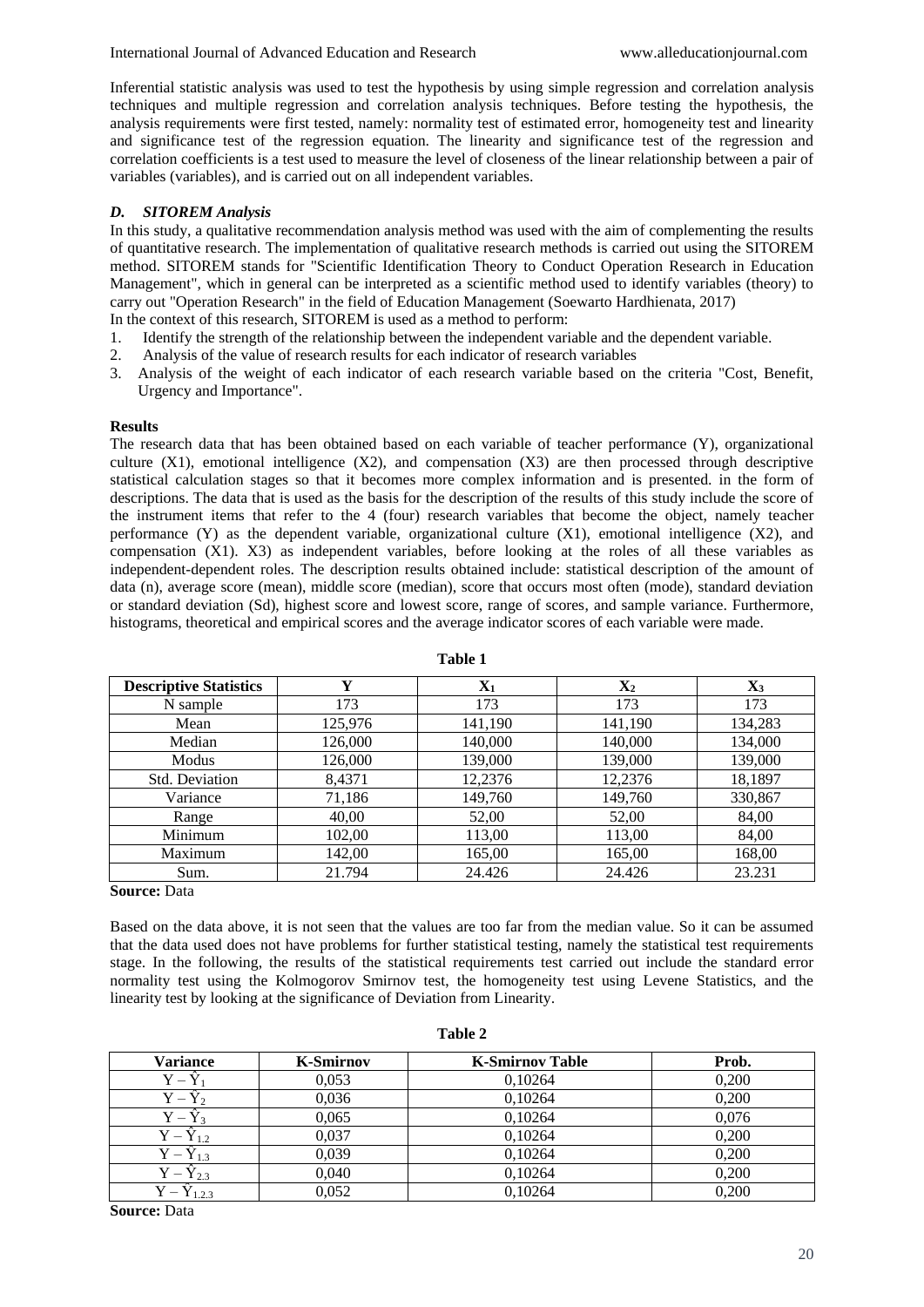Inferential statistic analysis was used to test the hypothesis by using simple regression and correlation analysis techniques and multiple regression and correlation analysis techniques. Before testing the hypothesis, the analysis requirements were first tested, namely: normality test of estimated error, homogeneity test and linearity and significance test of the regression equation. The linearity and significance test of the regression and correlation coefficients is a test used to measure the level of closeness of the linear relationship between a pair of variables (variables), and is carried out on all independent variables.

### *D. SITOREM Analysis*

In this study, a qualitative recommendation analysis method was used with the aim of complementing the results of quantitative research. The implementation of qualitative research methods is carried out using the SITOREM method. SITOREM stands for "Scientific Identification Theory to Conduct Operation Research in Education Management", which in general can be interpreted as a scientific method used to identify variables (theory) to carry out "Operation Research" in the field of Education Management (Soewarto Hardhienata, 2017)

In the context of this research, SITOREM is used as a method to perform:

1. Identify the strength of the relationship between the independent variable and the dependent variable.
2. Analysis of the value of research results for each indicator of research variables
3. Analysis of the weight of each indicator of each research variable based on the criteria "Cost, Benefit, Urgency and Importance".

**Results**

The research data that has been obtained based on each variable of teacher performance (Y), organizational culture (X1), emotional intelligence (X2), and compensation (X3) are then processed through descriptive statistical calculation stages so that it becomes more complex information and is presented. in the form of descriptions. The data that is used as the basis for the description of the results of this study include the score of the instrument items that refer to the 4 (four) research variables that become the object, namely teacher performance (Y) as the dependent variable, organizational culture (X1), emotional intelligence (X2), and compensation (X1). X3) as independent variables, before looking at the roles of all these variables as independent-dependent roles. The description results obtained include: statistical description of the amount of data (n), average score (mean), middle score (median), score that occurs most often (mode), standard deviation or standard deviation (Sd), highest score and lowest score, range of scores, and sample variance. Furthermore, histograms, theoretical and empirical scores and the average indicator scores of each variable were made.

**Table 1**

| Descriptive Statistics | Y | $X_1$ | $X_2$ | $X_3$ |
|---|---|---|---|---|
| N sample | 173 | 173 | 173 | 173 |
| Mean | 125,976 | 141,190 | 141,190 | 134,283 |
| Median | 126,000 | 140,000 | 140,000 | 134,000 |
| Modus | 126,000 | 139,000 | 139,000 | 139,000 |
| Std. Deviation | 8,4371 | 12,2376 | 12,2376 | 18,1897 |
| Variance | 71,186 | 149,760 | 149,760 | 330,867 |
| Range | 40,00 | 52,00 | 52,00 | 84,00 |
| Minimum | 102,00 | 113,00 | 113,00 | 84,00 |
| Maximum | 142,00 | 165,00 | 165,00 | 168,00 |
| Sum. | 21.794 | 24.426 | 24.426 | 23.231 |

**Source:** Data

Based on the data above, it is not seen that the values are too far from the median value. So it can be assumed that the data used does not have problems for further statistical testing, namely the statistical test requirements stage. In the following, the results of the statistical requirements test carried out include the standard error normality test using the Kolmogorov Smirnov test, the homogeneity test using Levene Statistics, and the linearity test by looking at the significance of Deviation from Linearity.

**Table 2**

| Variance | K-Smirnov | K-Smirnov Table | Prob. |
|---|---|---|---|
| $Y - \hat{Y}_1$ | 0,053 | 0,10264 | 0,200 |
| $Y - \hat{Y}_2$ | 0,036 | 0,10264 | 0,200 |
| $Y - \hat{Y}_3$ | 0,065 | 0,10264 | 0,076 |
| $Y - \hat{Y}_{1.2}$ | 0,037 | 0,10264 | 0,200 |
| $Y - \hat{Y}_{1.3}$ | 0,039 | 0,10264 | 0,200 |
| $Y - \hat{Y}_{2.3}$ | 0,040 | 0,10264 | 0,200 |
| $Y - \hat{Y}_{1.2.3}$ | 0,052 | 0,10264 | 0,200 |

**Source:** Data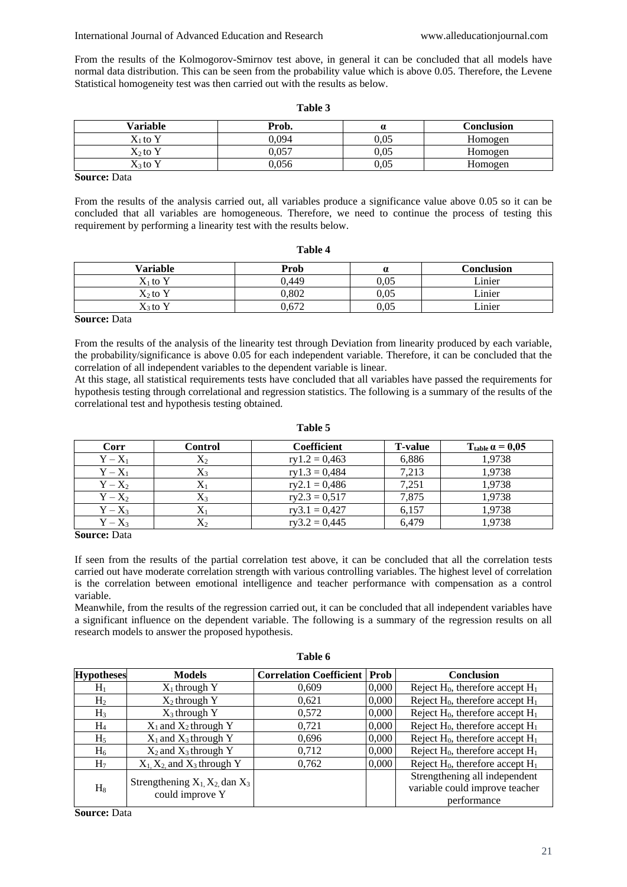From the results of the Kolmogorov-Smirnov test above, in general it can be concluded that all models have normal data distribution. This can be seen from the probability value which is above 0.05. Therefore, the Levene Statistical homogeneity test was then carried out with the results as below.

**Table 3**

| Variable | Prob. | α | Conclusion |
|---|---|---|---|
| $X_1$ to Y | 0,094 | 0,05 | Homogen |
| $X_2$ to Y | 0,057 | 0,05 | Homogen |
| $X_3$ to Y | 0,056 | 0,05 | Homogen |

**Source:** Data

From the results of the analysis carried out, all variables produce a significance value above 0.05 so it can be concluded that all variables are homogeneous. Therefore, we need to continue the process of testing this requirement by performing a linearity test with the results below.

**Table 4**

| Variable | Prob | α | Conclusion |
|---|---|---|---|
| $X_1$ to Y | 0,449 | 0,05 | Linier |
| $X_2$ to Y | 0,802 | 0,05 | Linier |
| $X_3$ to Y | 0,672 | 0,05 | Linier |

**Source:** Data

From the results of the analysis of the linearity test through Deviation from linearity produced by each variable, the probability/significance is above 0.05 for each independent variable. Therefore, it can be concluded that the correlation of all independent variables to the dependent variable is linear.

At this stage, all statistical requirements tests have concluded that all variables have passed the requirements for hypothesis testing through correlational and regression statistics. The following is a summary of the results of the correlational test and hypothesis testing obtained.

**Table 5**

| Corr | Control | Coefficient | T-value | $T_{table}$ α = 0,05 |
|---|---|---|---|---|
| $Y - X_1$ | $X_2$ | ry1.2 = 0,463 | 6,886 | 1,9738 |
| $Y - X_1$ | $X_3$ | ry1.3 = 0,484 | 7,213 | 1,9738 |
| $Y - X_2$ | $X_1$ | ry2.1 = 0,486 | 7,251 | 1,9738 |
| $Y - X_2$ | $X_3$ | ry2.3 = 0,517 | 7,875 | 1,9738 |
| $Y - X_3$ | $X_1$ | ry3.1 = 0,427 | 6,157 | 1,9738 |
| $Y - X_3$ | $X_2$ | ry3.2 = 0,445 | 6,479 | 1,9738 |

**Source:** Data

If seen from the results of the partial correlation test above, it can be concluded that all the correlation tests carried out have moderate correlation strength with various controlling variables. The highest level of correlation is the correlation between emotional intelligence and teacher performance with compensation as a control variable.

Meanwhile, from the results of the regression carried out, it can be concluded that all independent variables have a significant influence on the dependent variable. The following is a summary of the regression results on all research models to answer the proposed hypothesis.

**Table 6**

| Hypotheses | Models | Correlation Coefficient | Prob | Conclusion |
|---|---|---|---|---|
| $H_1$ | $X_1$ through Y | 0,609 | 0,000 | Reject $H_0$, therefore accept $H_1$ |
| $H_2$ | $X_2$ through Y | 0,621 | 0,000 | Reject $H_0$, therefore accept $H_1$ |
| $H_3$ | $X_3$ through Y | 0,572 | 0,000 | Reject $H_0$, therefore accept $H_1$ |
| $H_4$ | $X_1$ and $X_2$ through Y | 0,721 | 0,000 | Reject $H_0$, therefore accept $H_1$ |
| $H_5$ | $X_1$ and $X_3$ through Y | 0,696 | 0,000 | Reject $H_0$, therefore accept $H_1$ |
| $H_6$ | $X_2$ and $X_3$ through Y | 0,712 | 0,000 | Reject $H_0$, therefore accept $H_1$ |
| $H_7$ | $X_1$, $X_2$, and $X_3$ through Y | 0,762 | 0,000 | Reject $H_0$, therefore accept $H_1$ |
| $H_8$ | Strengthening $X_1$, $X_2$, dan $X_3$ could improve Y | | | Strengthening all independent variable could improve teacher performance |

**Source:** Data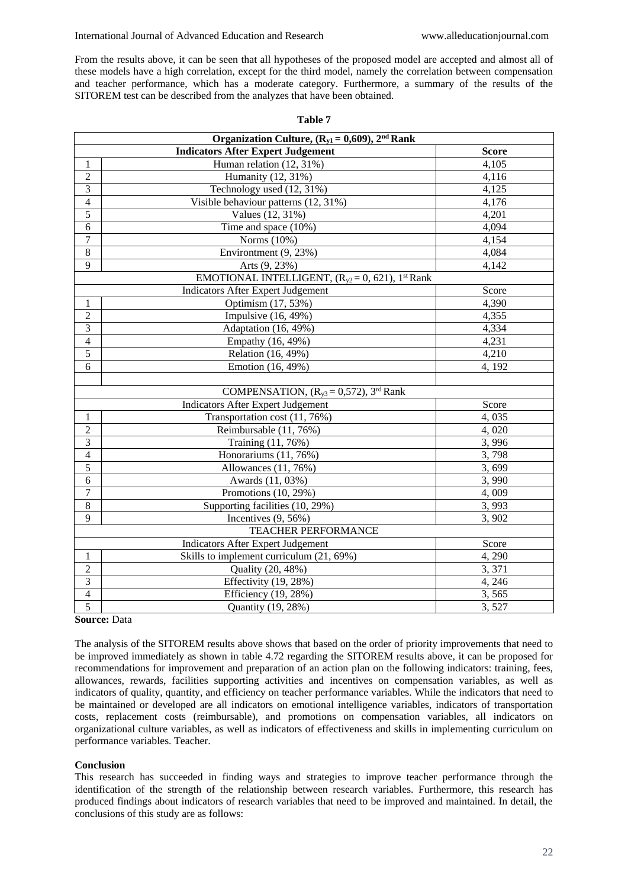From the results above, it can be seen that all hypotheses of the proposed model are accepted and almost all of these models have a high correlation, except for the third model, namely the correlation between compensation and teacher performance, which has a moderate category. Furthermore, a summary of the results of the SITOREM test can be described from the analyzes that have been obtained.

**Table 7**

| | **Organization Culture, ($R_{y1}$ = 0,609), 2nd Rank** | |
|---|---|---|
| | **Indicators After Expert Judgement** | **Score** |
| 1 | Human relation (12, 31%) | 4,105 |
| 2 | Humanity (12, 31%) | 4,116 |
| 3 | Technology used (12, 31%) | 4,125 |
| 4 | Visible behaviour patterns (12, 31%) | 4,176 |
| 5 | Values (12, 31%) | 4,201 |
| 6 | Time and space (10%) | 4,094 |
| 7 | Norms (10%) | 4,154 |
| 8 | Environtment (9, 23%) | 4,084 |
| 9 | Arts (9, 23%) | 4,142 |
| | EMOTIONAL INTELLIGENT, ($R_{y2}$ = 0, 621), 1st Rank | |
| | Indicators After Expert Judgement | Score |
| 1 | Optimism (17, 53%) | 4,390 |
| 2 | Impulsive (16, 49%) | 4,355 |
| 3 | Adaptation (16, 49%) | 4,334 |
| 4 | Empathy (16, 49%) | 4,231 |
| 5 | Relation (16, 49%) | 4,210 |
| 6 | Emotion (16, 49%) | 4, 192 |
| | | |
| | COMPENSATION, ($R_{y3}$ = 0,572), 3rd Rank | |
| | Indicators After Expert Judgement | Score |
| 1 | Transportation cost (11, 76%) | 4, 035 |
| 2 | Reimbursable (11, 76%) | 4, 020 |
| 3 | Training (11, 76%) | 3, 996 |
| 4 | Honorariums (11, 76%) | 3, 798 |
| 5 | Allowances (11, 76%) | 3, 699 |
| 6 | Awards (11, 03%) | 3, 990 |
| 7 | Promotions (10, 29%) | 4, 009 |
| 8 | Supporting facilities (10, 29%) | 3, 993 |
| 9 | Incentives (9, 56%) | 3, 902 |
| | TEACHER PERFORMANCE | |
| | Indicators After Expert Judgement | Score |
| 1 | Skills to implement curriculum (21, 69%) | 4, 290 |
| 2 | Quality (20, 48%) | 3, 371 |
| 3 | Effectivity (19, 28%) | 4, 246 |
| 4 | Efficiency (19, 28%) | 3, 565 |
| 5 | Quantity (19, 28%) | 3, 527 |

**Source:** Data

The analysis of the SITOREM results above shows that based on the order of priority improvements that need to be improved immediately as shown in table 4.72 regarding the SITOREM results above, it can be proposed for recommendations for improvement and preparation of an action plan on the following indicators: training, fees, allowances, rewards, facilities supporting activities and incentives on compensation variables, as well as indicators of quality, quantity, and efficiency on teacher performance variables. While the indicators that need to be maintained or developed are all indicators on emotional intelligence variables, indicators of transportation costs, replacement costs (reimbursable), and promotions on compensation variables, all indicators on organizational culture variables, as well as indicators of effectiveness and skills in implementing curriculum on performance variables. Teacher.

**Conclusion**

This research has succeeded in finding ways and strategies to improve teacher performance through the identification of the strength of the relationship between research variables. Furthermore, this research has produced findings about indicators of research variables that need to be improved and maintained. In detail, the conclusions of this study are as follows: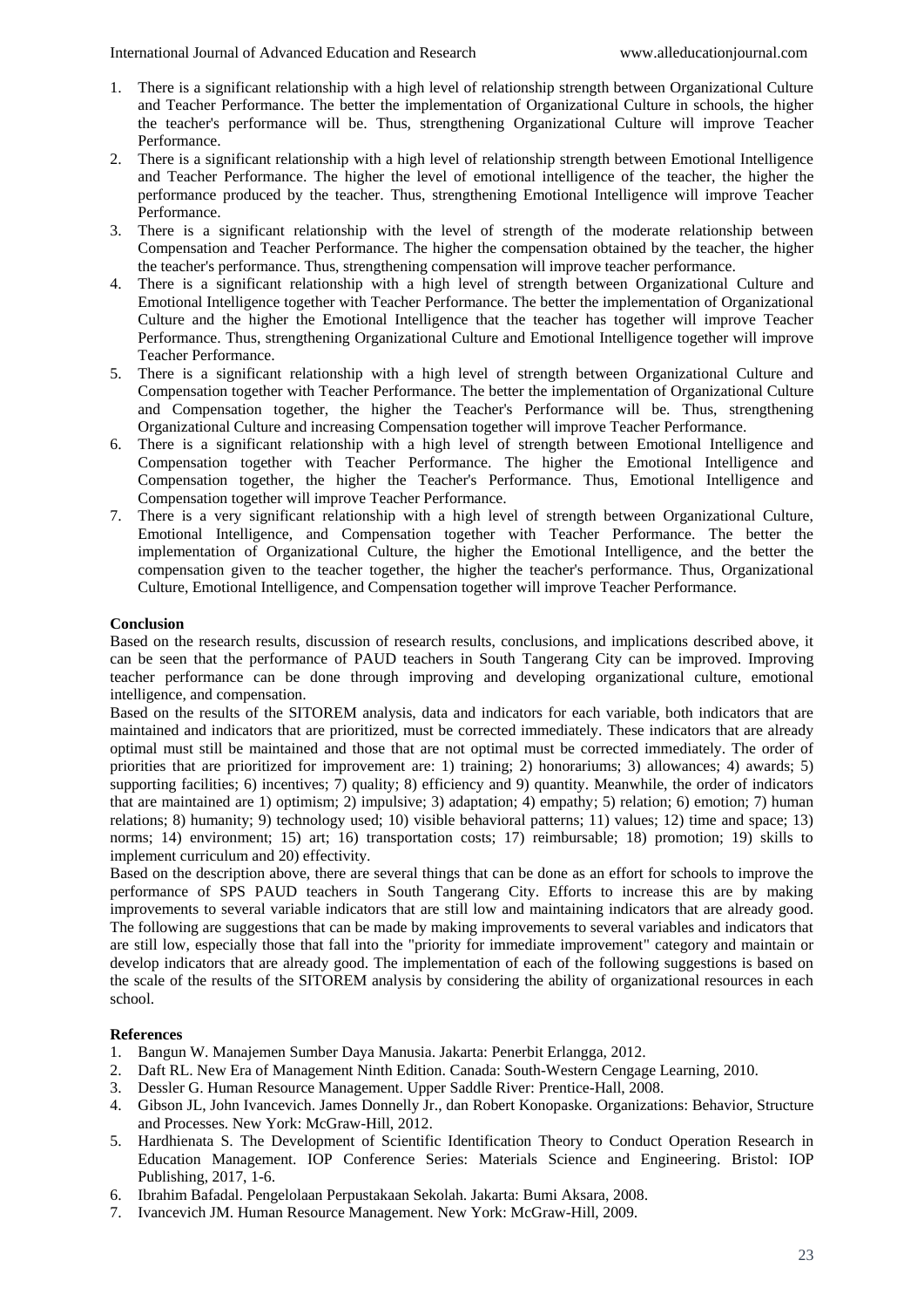1. There is a significant relationship with a high level of relationship strength between Organizational Culture and Teacher Performance. The better the implementation of Organizational Culture in schools, the higher the teacher's performance will be. Thus, strengthening Organizational Culture will improve Teacher Performance.
2. There is a significant relationship with a high level of relationship strength between Emotional Intelligence and Teacher Performance. The higher the level of emotional intelligence of the teacher, the higher the performance produced by the teacher. Thus, strengthening Emotional Intelligence will improve Teacher Performance.
3. There is a significant relationship with the level of strength of the moderate relationship between Compensation and Teacher Performance. The higher the compensation obtained by the teacher, the higher the teacher's performance. Thus, strengthening compensation will improve teacher performance.
4. There is a significant relationship with a high level of strength between Organizational Culture and Emotional Intelligence together with Teacher Performance. The better the implementation of Organizational Culture and the higher the Emotional Intelligence that the teacher has together will improve Teacher Performance. Thus, strengthening Organizational Culture and Emotional Intelligence together will improve Teacher Performance.
5. There is a significant relationship with a high level of strength between Organizational Culture and Compensation together with Teacher Performance. The better the implementation of Organizational Culture and Compensation together, the higher the Teacher's Performance will be. Thus, strengthening Organizational Culture and increasing Compensation together will improve Teacher Performance.
6. There is a significant relationship with a high level of strength between Emotional Intelligence and Compensation together with Teacher Performance. The higher the Emotional Intelligence and Compensation together, the higher the Teacher's Performance. Thus, Emotional Intelligence and Compensation together will improve Teacher Performance.
7. There is a very significant relationship with a high level of strength between Organizational Culture, Emotional Intelligence, and Compensation together with Teacher Performance. The better the implementation of Organizational Culture, the higher the Emotional Intelligence, and the better the compensation given to the teacher together, the higher the teacher's performance. Thus, Organizational Culture, Emotional Intelligence, and Compensation together will improve Teacher Performance.

## Conclusion

Based on the research results, discussion of research results, conclusions, and implications described above, it can be seen that the performance of PAUD teachers in South Tangerang City can be improved. Improving teacher performance can be done through improving and developing organizational culture, emotional intelligence, and compensation.

Based on the results of the SITOREM analysis, data and indicators for each variable, both indicators that are maintained and indicators that are prioritized, must be corrected immediately. These indicators that are already optimal must still be maintained and those that are not optimal must be corrected immediately. The order of priorities that are prioritized for improvement are: 1) training; 2) honorariums; 3) allowances; 4) awards; 5) supporting facilities; 6) incentives; 7) quality; 8) efficiency and 9) quantity. Meanwhile, the order of indicators that are maintained are 1) optimism; 2) impulsive; 3) adaptation; 4) empathy; 5) relation; 6) emotion; 7) human relations; 8) humanity; 9) technology used; 10) visible behavioral patterns; 11) values; 12) time and space; 13) norms; 14) environment; 15) art; 16) transportation costs; 17) reimbursable; 18) promotion; 19) skills to implement curriculum and 20) effectivity.

Based on the description above, there are several things that can be done as an effort for schools to improve the performance of SPS PAUD teachers in South Tangerang City. Efforts to increase this are by making improvements to several variable indicators that are still low and maintaining indicators that are already good. The following are suggestions that can be made by making improvements to several variables and indicators that are still low, especially those that fall into the "priority for immediate improvement" category and maintain or develop indicators that are already good. The implementation of each of the following suggestions is based on the scale of the results of the SITOREM analysis by considering the ability of organizational resources in each school.

## References

1. Bangun W. Manajemen Sumber Daya Manusia. Jakarta: Penerbit Erlangga, 2012.
2. Daft RL. New Era of Management Ninth Edition. Canada: South-Western Cengage Learning, 2010.
3. Dessler G. Human Resource Management. Upper Saddle River: Prentice-Hall, 2008.
4. Gibson JL, John Ivancevich. James Donnelly Jr., dan Robert Konopaske. Organizations: Behavior, Structure and Processes. New York: McGraw-Hill, 2012.
5. Hardhienata S. The Development of Scientific Identification Theory to Conduct Operation Research in Education Management. IOP Conference Series: Materials Science and Engineering. Bristol: IOP Publishing, 2017, 1-6.
6. Ibrahim Bafadal. Pengelolaan Perpustakaan Sekolah. Jakarta: Bumi Aksara, 2008.
7. Ivancevich JM. Human Resource Management. New York: McGraw-Hill, 2009.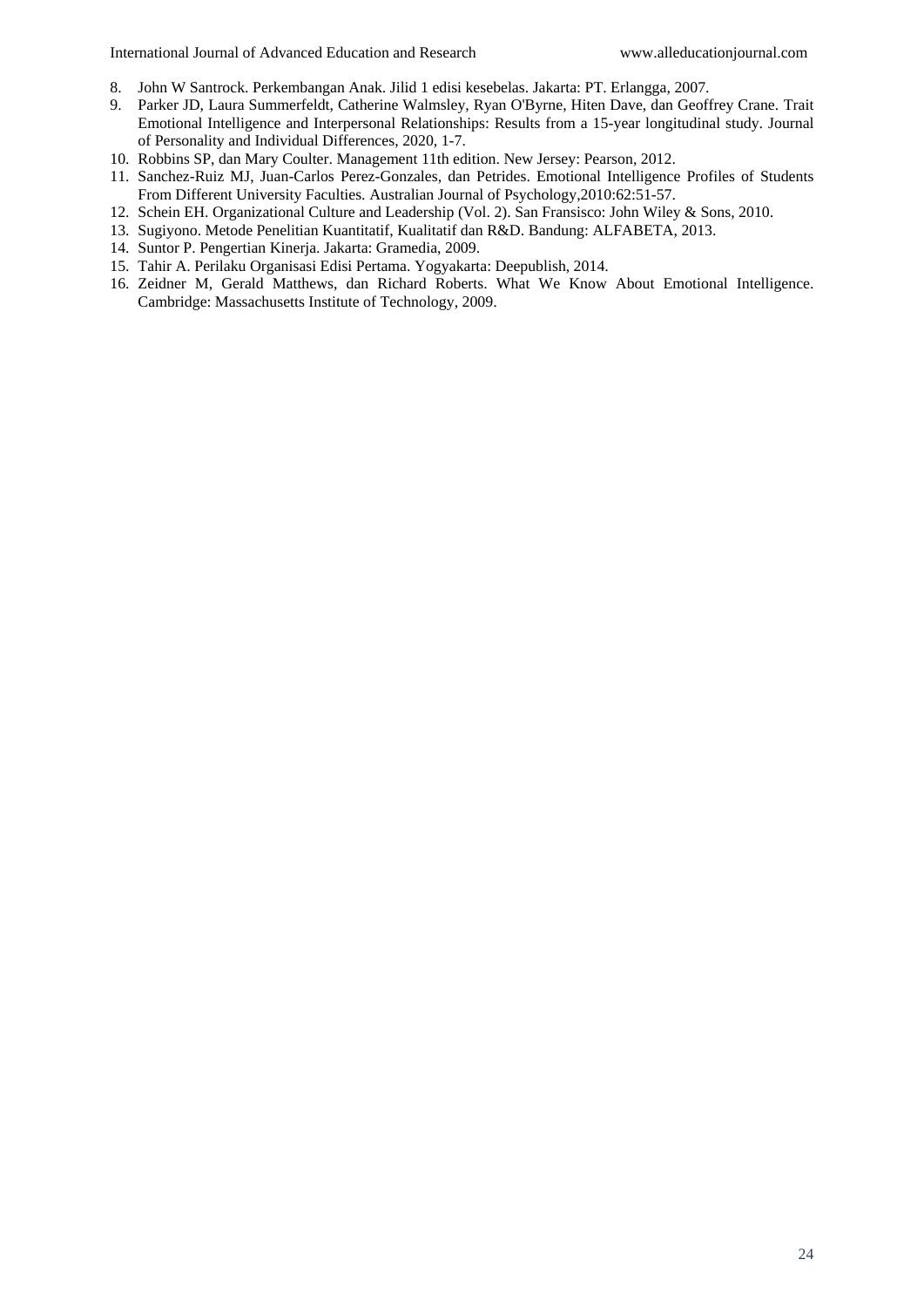8. John W Santrock. Perkembangan Anak. Jilid 1 edisi kesebelas. Jakarta: PT. Erlangga, 2007.
9. Parker JD, Laura Summerfeldt, Catherine Walmsley, Ryan O'Byrne, Hiten Dave, dan Geoffrey Crane. Trait Emotional Intelligence and Interpersonal Relationships: Results from a 15-year longitudinal study. Journal of Personality and Individual Differences, 2020, 1-7.
10. Robbins SP, dan Mary Coulter. Management 11th edition. New Jersey: Pearson, 2012.
11. Sanchez-Ruiz MJ, Juan-Carlos Perez-Gonzales, dan Petrides. Emotional Intelligence Profiles of Students From Different University Faculties. Australian Journal of Psychology,2010:62:51-57.
12. Schein EH. Organizational Culture and Leadership (Vol. 2). San Fransisco: John Wiley & Sons, 2010.
13. Sugiyono. Metode Penelitian Kuantitatif, Kualitatif dan R&D. Bandung: ALFABETA, 2013.
14. Suntor P. Pengertian Kinerja. Jakarta: Gramedia, 2009.
15. Tahir A. Perilaku Organisasi Edisi Pertama. Yogyakarta: Deepublish, 2014.
16. Zeidner M, Gerald Matthews, dan Richard Roberts. What We Know About Emotional Intelligence. Cambridge: Massachusetts Institute of Technology, 2009.